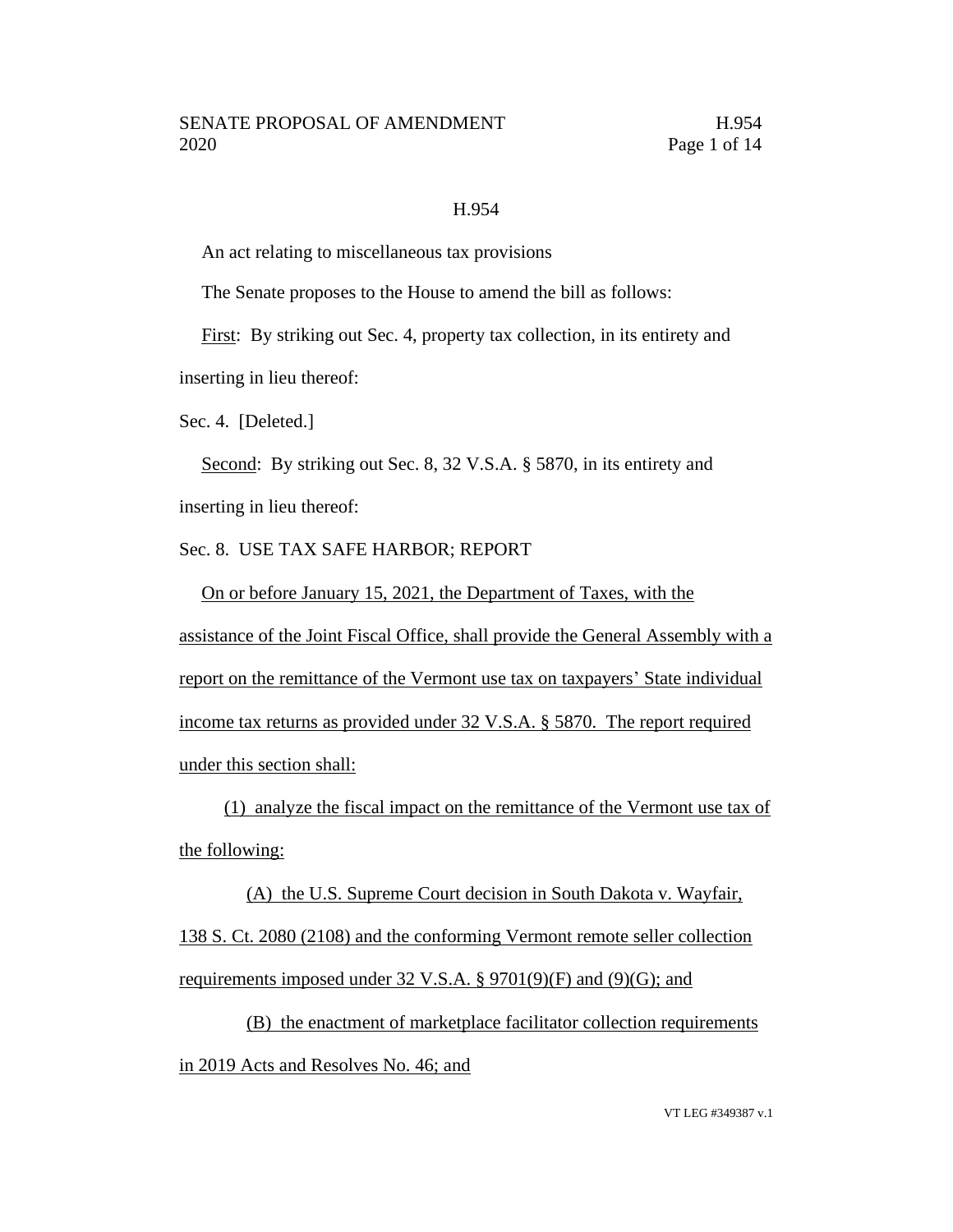H.954

An act relating to miscellaneous tax provisions

The Senate proposes to the House to amend the bill as follows:

First: By striking out Sec. 4, property tax collection, in its entirety and inserting in lieu thereof:

Sec. 4. [Deleted.]

Second: By striking out Sec. 8, 32 V.S.A. § 5870, in its entirety and inserting in lieu thereof:

Sec. 8. USE TAX SAFE HARBOR; REPORT

On or before January 15, 2021, the Department of Taxes, with the assistance of the Joint Fiscal Office, shall provide the General Assembly with a report on the remittance of the Vermont use tax on taxpayers' State individual income tax returns as provided under 32 V.S.A. § 5870. The report required under this section shall:

(1) analyze the fiscal impact on the remittance of the Vermont use tax of the following:

(A) the U.S. Supreme Court decision in South Dakota v. Wayfair, 138 S. Ct. 2080 (2108) and the conforming Vermont remote seller collection requirements imposed under 32 V.S.A. § 9701(9)(F) and (9)(G); and

(B) the enactment of marketplace facilitator collection requirements in 2019 Acts and Resolves No. 46; and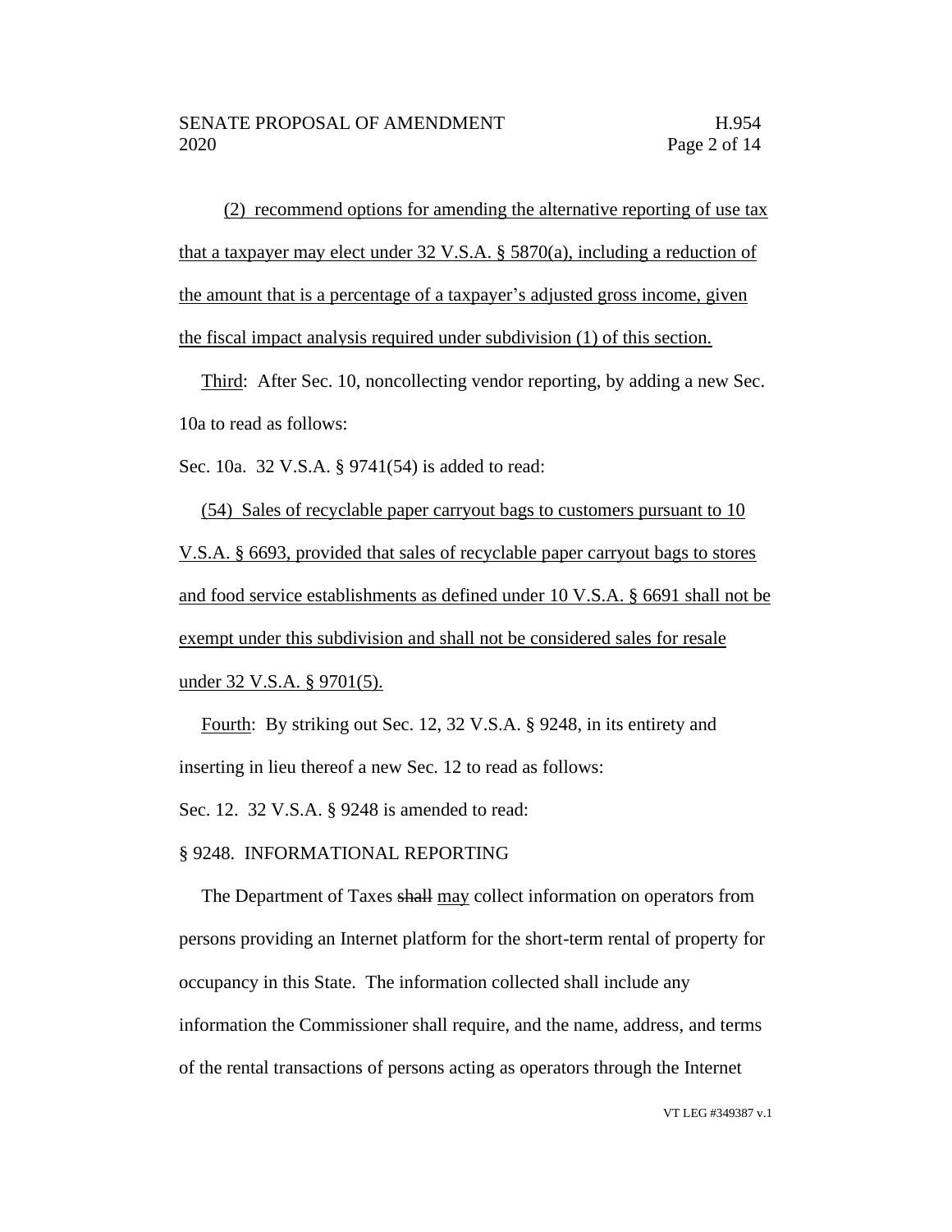(2) recommend options for amending the alternative reporting of use tax that a taxpayer may elect under 32 V.S.A. § 5870(a), including a reduction of the amount that is a percentage of a taxpayer's adjusted gross income, given the fiscal impact analysis required under subdivision (1) of this section.

Third: After Sec. 10, noncollecting vendor reporting, by adding a new Sec. 10a to read as follows:

Sec. 10a. 32 V.S.A. § 9741(54) is added to read:

(54) Sales of recyclable paper carryout bags to customers pursuant to 10 V.S.A. § 6693, provided that sales of recyclable paper carryout bags to stores and food service establishments as defined under 10 V.S.A. § 6691 shall not be exempt under this subdivision and shall not be considered sales for resale under 32 V.S.A. § 9701(5).

Fourth: By striking out Sec. 12, 32 V.S.A. § 9248, in its entirety and inserting in lieu thereof a new Sec. 12 to read as follows:

Sec. 12. 32 V.S.A. § 9248 is amended to read:

§ 9248. INFORMATIONAL REPORTING

The Department of Taxes ~~shall~~ may collect information on operators from persons providing an Internet platform for the short-term rental of property for occupancy in this State. The information collected shall include any information the Commissioner shall require, and the name, address, and terms of the rental transactions of persons acting as operators through the Internet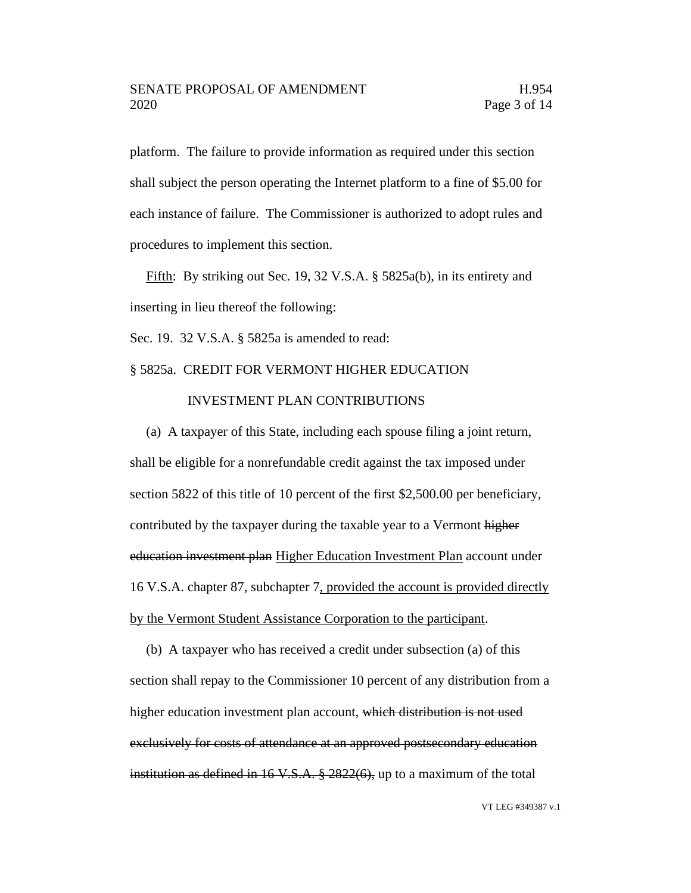platform. The failure to provide information as required under this section shall subject the person operating the Internet platform to a fine of $5.00 for each instance of failure. The Commissioner is authorized to adopt rules and procedures to implement this section.

<u>Fifth</u>: By striking out Sec. 19, 32 V.S.A. § 5825a(b), in its entirety and inserting in lieu thereof the following:

Sec. 19. 32 V.S.A. § 5825a is amended to read:

§ 5825a. CREDIT FOR VERMONT HIGHER EDUCATION INVESTMENT PLAN CONTRIBUTIONS

(a) A taxpayer of this State, including each spouse filing a joint return, shall be eligible for a nonrefundable credit against the tax imposed under section 5822 of this title of 10 percent of the first $2,500.00 per beneficiary, contributed by the taxpayer during the taxable year to a Vermont ~~higher education investment plan~~ <u>Higher Education Investment Plan</u> account under 16 V.S.A. chapter 87, subchapter 7<u>, provided the account is provided directly by the Vermont Student Assistance Corporation to the participant</u>.

(b) A taxpayer who has received a credit under subsection (a) of this section shall repay to the Commissioner 10 percent of any distribution from a higher education investment plan account, ~~which distribution is not used exclusively for costs of attendance at an approved postsecondary education institution as defined in 16 V.S.A. § 2822(6),~~ up to a maximum of the total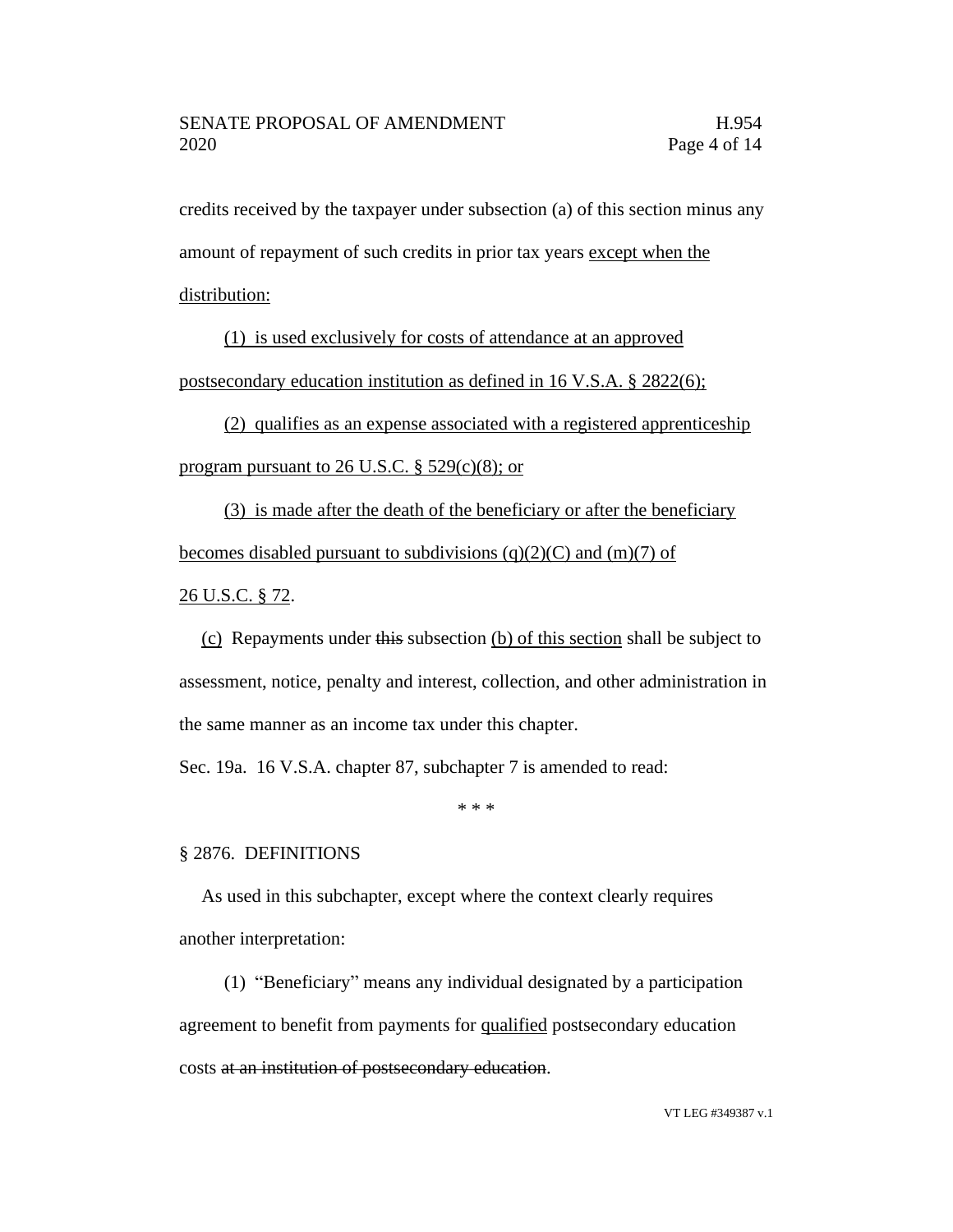credits received by the taxpayer under subsection (a) of this section minus any amount of repayment of such credits in prior tax years <u>except when the distribution:</u>

<u>(1) is used exclusively for costs of attendance at an approved postsecondary education institution as defined in 16 V.S.A. § 2822(6);</u>

<u>(2) qualifies as an expense associated with a registered apprenticeship program pursuant to 26 U.S.C. § 529(c)(8); or</u>

<u>(3) is made after the death of the beneficiary or after the beneficiary becomes disabled pursuant to subdivisions (q)(2)(C) and (m)(7) of 26 U.S.C. § 72</u>.

<u>(c)</u> Repayments under ~~this~~ subsection <u>(b) of this section</u> shall be subject to assessment, notice, penalty and interest, collection, and other administration in the same manner as an income tax under this chapter.

Sec. 19a. 16 V.S.A. chapter 87, subchapter 7 is amended to read:

\* \* \*

§ 2876. DEFINITIONS

As used in this subchapter, except where the context clearly requires another interpretation:

(1) "Beneficiary" means any individual designated by a participation agreement to benefit from payments for <u>qualified</u> postsecondary education costs ~~at an institution of postsecondary education~~.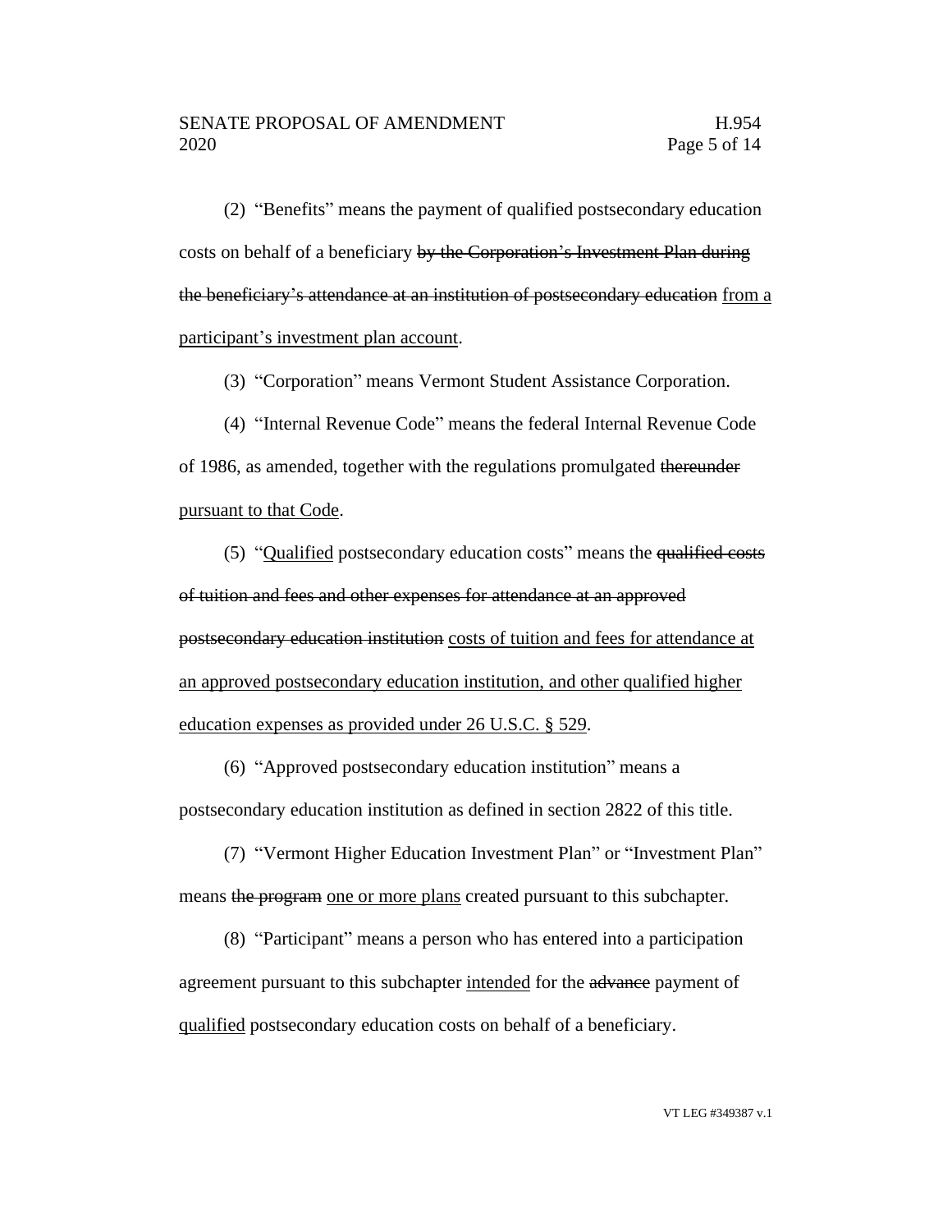(2) "Benefits" means the payment of qualified postsecondary education costs on behalf of a beneficiary ~~by the Corporation's Investment Plan during the beneficiary's attendance at an institution of postsecondary education~~ <u>from a participant's investment plan account</u>.

(3) "Corporation" means Vermont Student Assistance Corporation.

(4) "Internal Revenue Code" means the federal Internal Revenue Code of 1986, as amended, together with the regulations promulgated ~~thereunder~~ <u>pursuant to that Code</u>.

(5) "<u>Qualified</u> postsecondary education costs" means the ~~qualified costs of tuition and fees and other expenses for attendance at an approved postsecondary education institution~~ <u>costs of tuition and fees for attendance at an approved postsecondary education institution, and other qualified higher education expenses as provided under 26 U.S.C. § 529</u>.

(6) "Approved postsecondary education institution" means a postsecondary education institution as defined in section 2822 of this title.

(7) "Vermont Higher Education Investment Plan" or "Investment Plan" means ~~the program~~ <u>one or more plans</u> created pursuant to this subchapter.

(8) "Participant" means a person who has entered into a participation agreement pursuant to this subchapter <u>intended</u> for the ~~advance~~ payment of <u>qualified</u> postsecondary education costs on behalf of a beneficiary.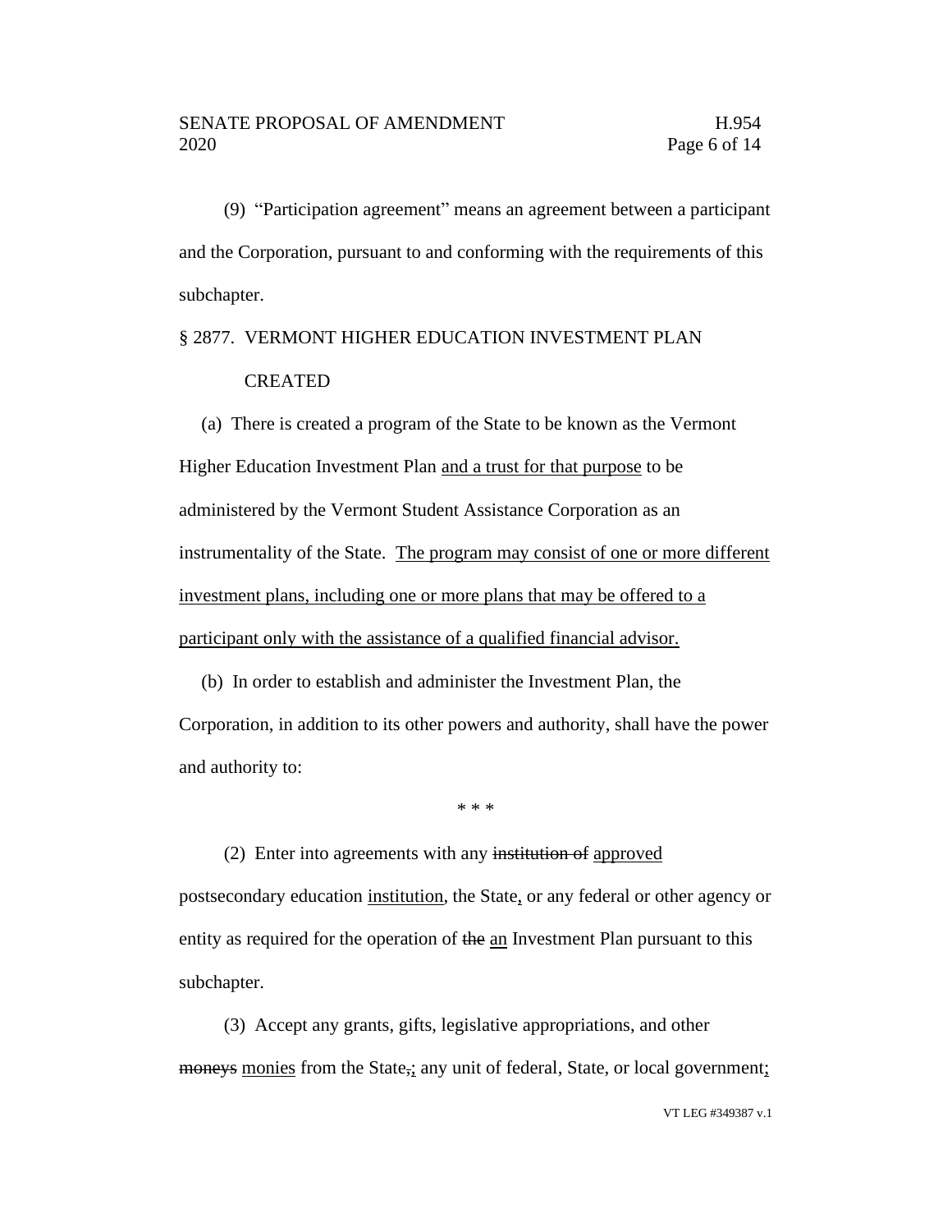(9) "Participation agreement" means an agreement between a participant and the Corporation, pursuant to and conforming with the requirements of this subchapter.

§ 2877. VERMONT HIGHER EDUCATION INVESTMENT PLAN CREATED

(a) There is created a program of the State to be known as the Vermont Higher Education Investment Plan <u>and a trust for that purpose</u> to be administered by the Vermont Student Assistance Corporation as an instrumentality of the State. <u>The program may consist of one or more different investment plans, including one or more plans that may be offered to a participant only with the assistance of a qualified financial advisor.</u>

(b) In order to establish and administer the Investment Plan, the Corporation, in addition to its other powers and authority, shall have the power and authority to:

\* \* \*

(2) Enter into agreements with any ~~institution of~~ <u>approved</u> postsecondary education <u>institution</u>, the State<u>,</u> or any federal or other agency or entity as required for the operation of ~~the~~ <u>an</u> Investment Plan pursuant to this subchapter.

(3) Accept any grants, gifts, legislative appropriations, and other ~~moneys~~ <u>monies</u> from the State~~,~~<u>;</u> any unit of federal, State, or local government<u>;</u>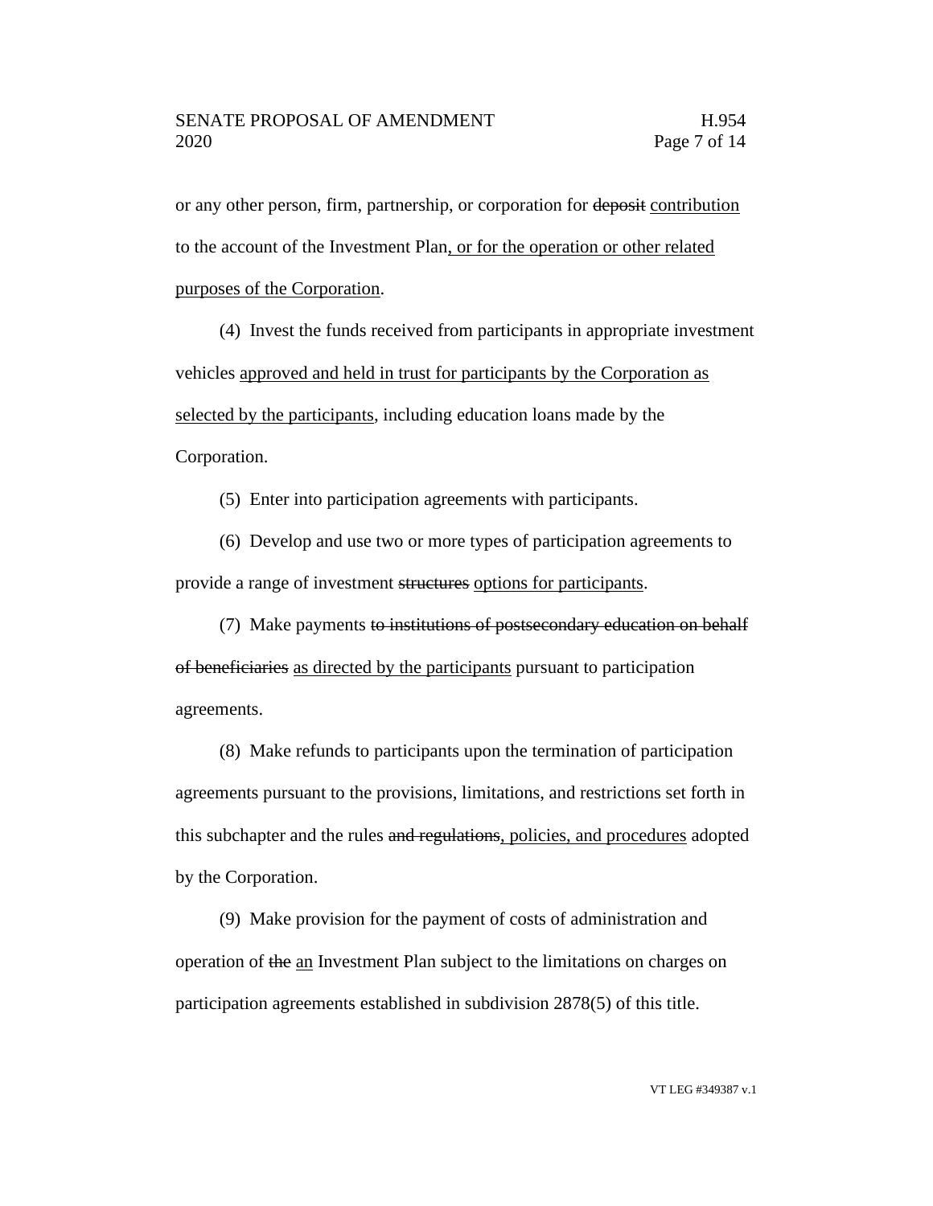or any other person, firm, partnership, or corporation for ~~deposit~~ <u>contribution</u> to the account of the Investment Plan<u>, or for the operation or other related purposes of the Corporation</u>.

(4) Invest the funds received from participants in appropriate investment vehicles <u>approved and held in trust for participants by the Corporation as selected by the participants</u>, including education loans made by the Corporation.

(5) Enter into participation agreements with participants.

(6) Develop and use two or more types of participation agreements to provide a range of investment ~~structures~~ <u>options for participants</u>.

(7) Make payments ~~to institutions of postsecondary education on behalf of beneficiaries~~ <u>as directed by the participants</u> pursuant to participation agreements.

(8) Make refunds to participants upon the termination of participation agreements pursuant to the provisions, limitations, and restrictions set forth in this subchapter and the rules ~~and regulations~~<u>, policies, and procedures</u> adopted by the Corporation.

(9) Make provision for the payment of costs of administration and operation of ~~the~~ <u>an</u> Investment Plan subject to the limitations on charges on participation agreements established in subdivision 2878(5) of this title.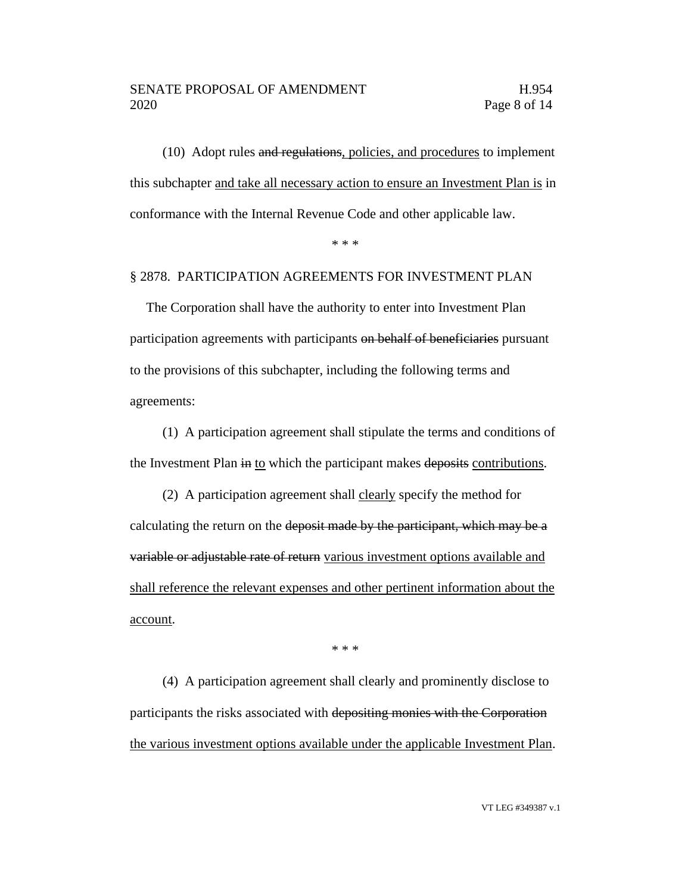(10) Adopt rules ~~and regulations~~, policies, and procedures to implement this subchapter and take all necessary action to ensure an Investment Plan is in conformance with the Internal Revenue Code and other applicable law.

\* \* \*

§ 2878. PARTICIPATION AGREEMENTS FOR INVESTMENT PLAN

The Corporation shall have the authority to enter into Investment Plan participation agreements with participants ~~on behalf of beneficiaries~~ pursuant to the provisions of this subchapter, including the following terms and agreements:

(1) A participation agreement shall stipulate the terms and conditions of the Investment Plan ~~in~~ to which the participant makes ~~deposits~~ contributions.

(2) A participation agreement shall clearly specify the method for calculating the return on the ~~deposit made by the participant, which may be a variable or adjustable rate of return~~ various investment options available and shall reference the relevant expenses and other pertinent information about the account.

\* \* \*

(4) A participation agreement shall clearly and prominently disclose to participants the risks associated with ~~depositing monies with the Corporation~~ the various investment options available under the applicable Investment Plan.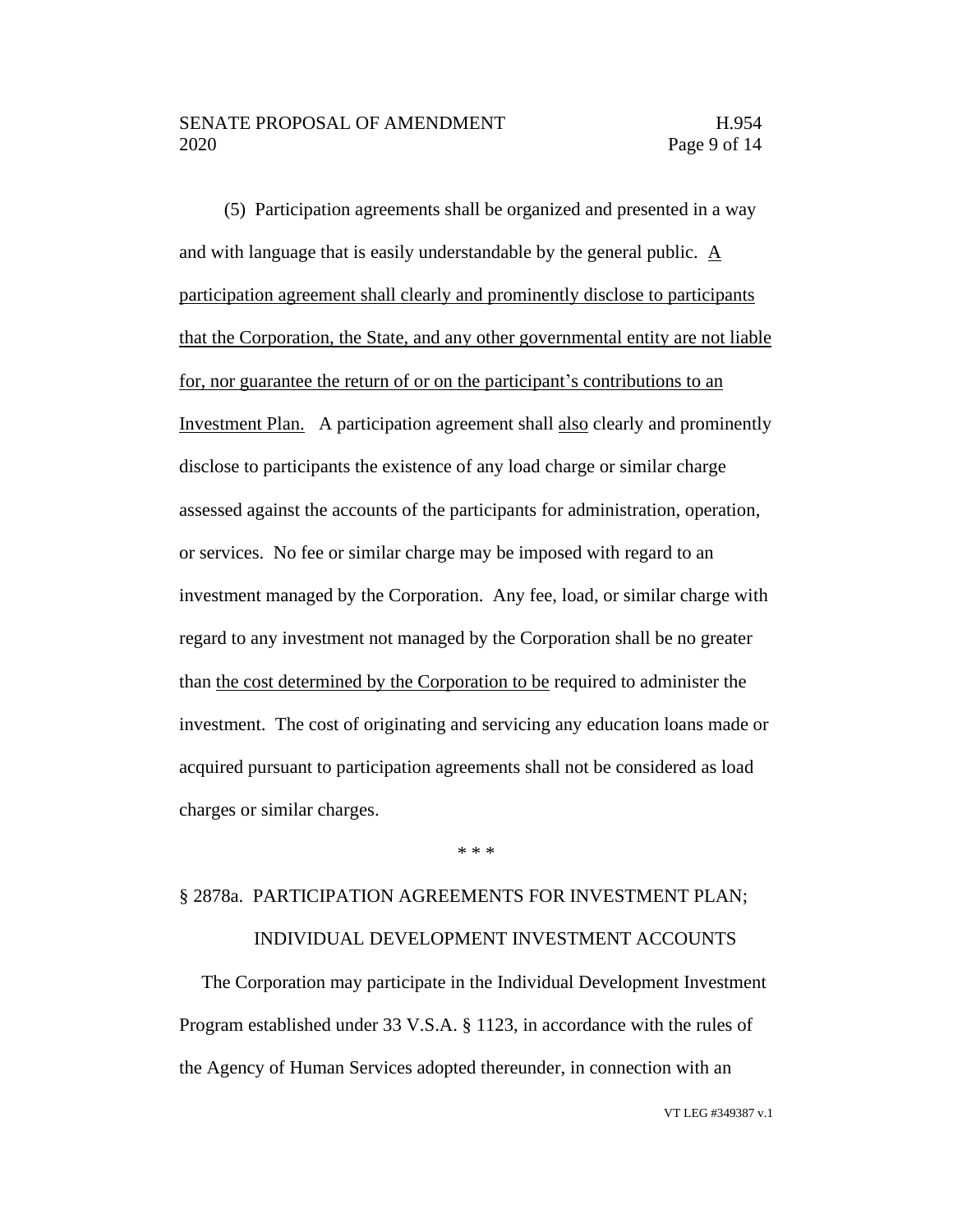(5) Participation agreements shall be organized and presented in a way and with language that is easily understandable by the general public. <u>A participation agreement shall clearly and prominently disclose to participants that the Corporation, the State, and any other governmental entity are not liable for, nor guarantee the return of or on the participant's contributions to an Investment Plan.</u> A participation agreement shall <u>also</u> clearly and prominently disclose to participants the existence of any load charge or similar charge assessed against the accounts of the participants for administration, operation, or services. No fee or similar charge may be imposed with regard to an investment managed by the Corporation. Any fee, load, or similar charge with regard to any investment not managed by the Corporation shall be no greater than <u>the cost determined by the Corporation to be</u> required to administer the investment. The cost of originating and servicing any education loans made or acquired pursuant to participation agreements shall not be considered as load charges or similar charges.

\* \* \*

§ 2878a. PARTICIPATION AGREEMENTS FOR INVESTMENT PLAN; INDIVIDUAL DEVELOPMENT INVESTMENT ACCOUNTS

The Corporation may participate in the Individual Development Investment Program established under 33 V.S.A. § 1123, in accordance with the rules of the Agency of Human Services adopted thereunder, in connection with an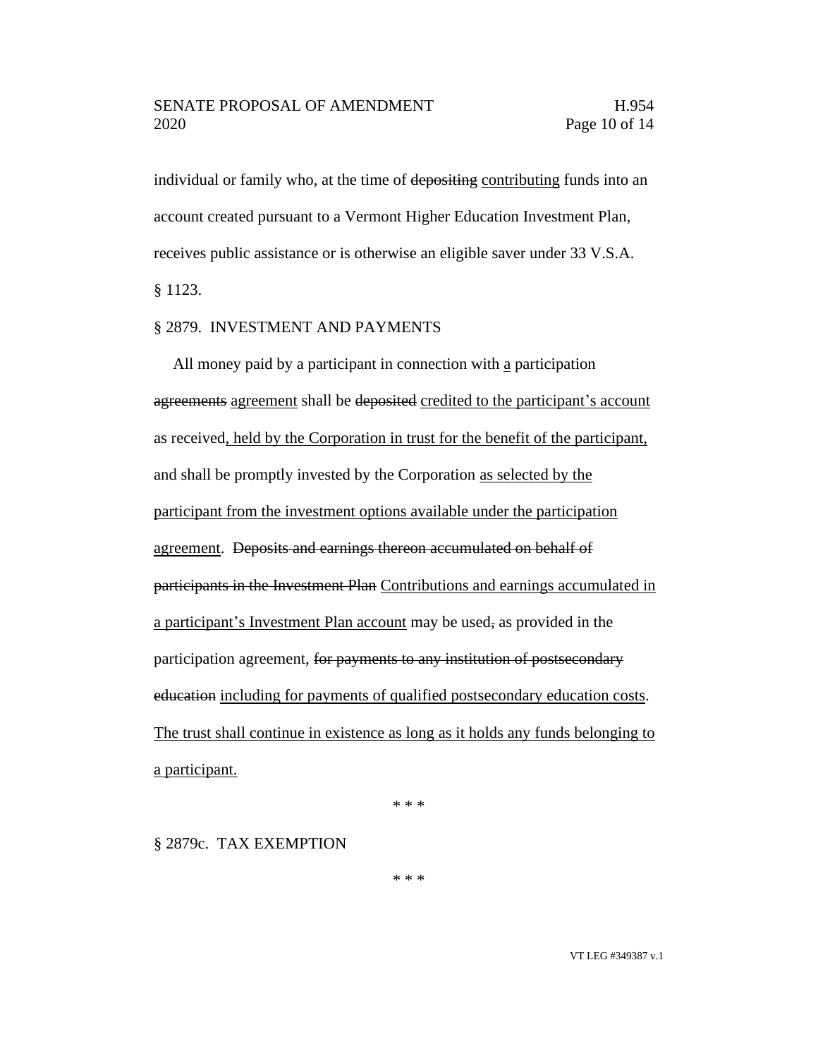individual or family who, at the time of ~~depositing~~ <u>contributing</u> funds into an account created pursuant to a Vermont Higher Education Investment Plan, receives public assistance or is otherwise an eligible saver under 33 V.S.A. § 1123.

§ 2879. INVESTMENT AND PAYMENTS

All money paid by a participant in connection with <u>a</u> participation ~~agreements~~ <u>agreement</u> shall be ~~deposited~~ <u>credited to the participant's account</u> as received<u>, held by the Corporation in trust for the benefit of the participant,</u> and shall be promptly invested by the Corporation <u>as selected by the participant from the investment options available under the participation agreement</u>. ~~Deposits and earnings thereon accumulated on behalf of participants in the Investment Plan~~ <u>Contributions and earnings accumulated in a participant's Investment Plan account</u> may be used~~,~~ as provided in the participation agreement, ~~for payments to any institution of postsecondary education~~ <u>including for payments of qualified postsecondary education costs</u>. <u>The trust shall continue in existence as long as it holds any funds belonging to a participant.</u>

\* \* \*

§ 2879c. TAX EXEMPTION

\* \* \*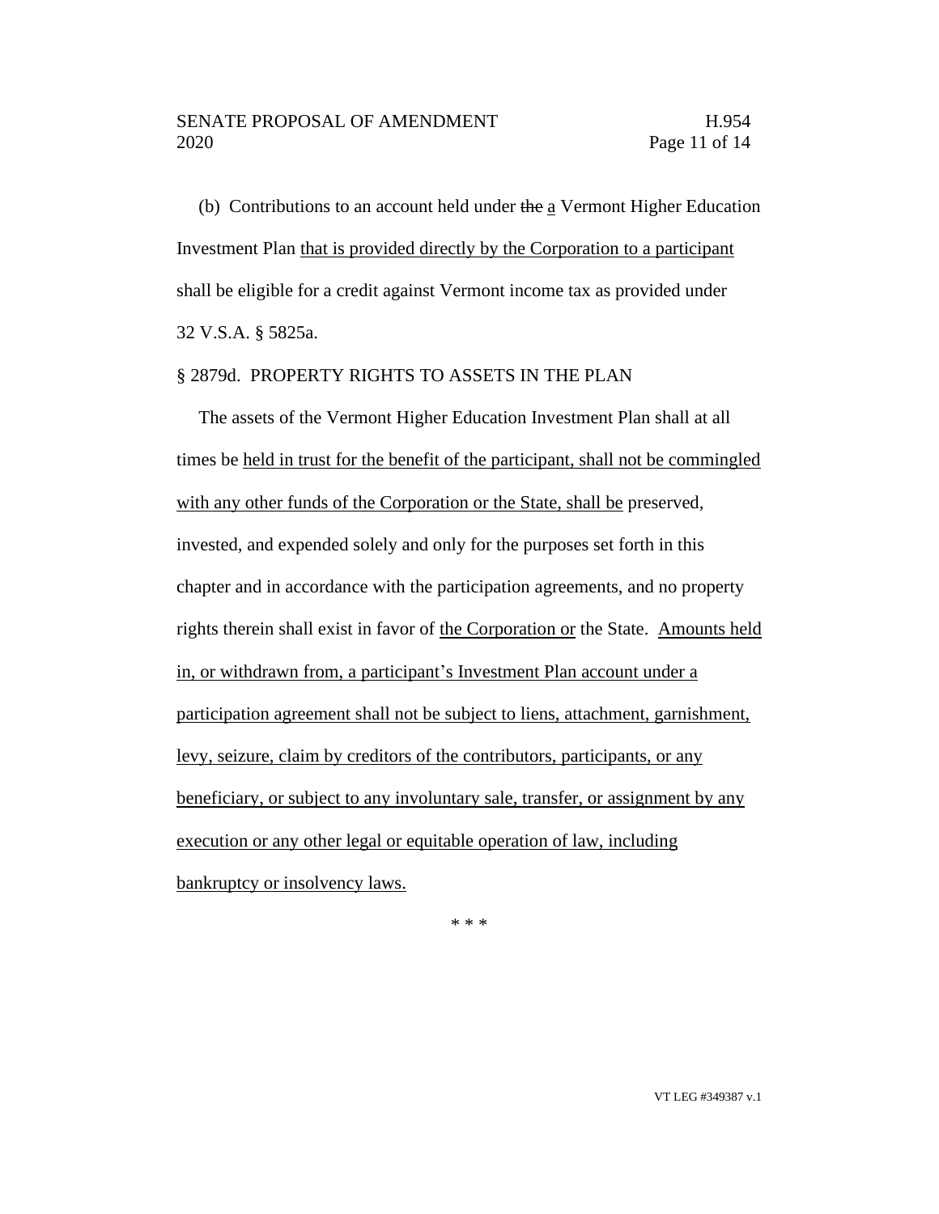(b) Contributions to an account held under ~~the~~ <u>a</u> Vermont Higher Education Investment Plan <u>that is provided directly by the Corporation to a participant</u> shall be eligible for a credit against Vermont income tax as provided under 32 V.S.A. § 5825a.

§ 2879d. PROPERTY RIGHTS TO ASSETS IN THE PLAN

The assets of the Vermont Higher Education Investment Plan shall at all times be <u>held in trust for the benefit of the participant, shall not be commingled with any other funds of the Corporation or the State, shall be</u> preserved, invested, and expended solely and only for the purposes set forth in this chapter and in accordance with the participation agreements, and no property rights therein shall exist in favor of <u>the Corporation or</u> the State. <u>Amounts held in, or withdrawn from, a participant's Investment Plan account under a participation agreement shall not be subject to liens, attachment, garnishment, levy, seizure, claim by creditors of the contributors, participants, or any beneficiary, or subject to any involuntary sale, transfer, or assignment by any execution or any other legal or equitable operation of law, including bankruptcy or insolvency laws.</u>

\* \* \*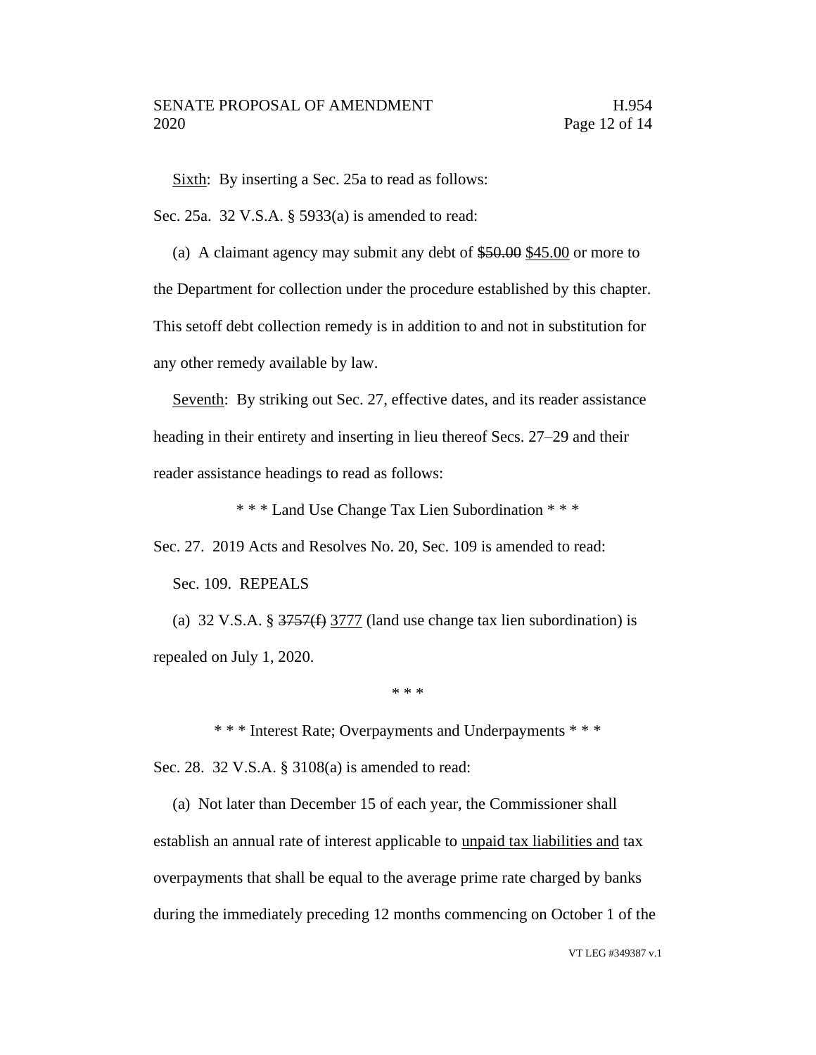<u>Sixth</u>: By inserting a Sec. 25a to read as follows:

Sec. 25a. 32 V.S.A. § 5933(a) is amended to read:

(a) A claimant agency may submit any debt of ~~$50.00~~ <u>$45.00</u> or more to the Department for collection under the procedure established by this chapter. This setoff debt collection remedy is in addition to and not in substitution for any other remedy available by law.

<u>Seventh</u>: By striking out Sec. 27, effective dates, and its reader assistance heading in their entirety and inserting in lieu thereof Secs. 27–29 and their reader assistance headings to read as follows:

\* \* \* Land Use Change Tax Lien Subordination \* \* \*

Sec. 27. 2019 Acts and Resolves No. 20, Sec. 109 is amended to read:

Sec. 109. REPEALS

(a) 32 V.S.A. § ~~3757(f)~~ <u>3777</u> (land use change tax lien subordination) is repealed on July 1, 2020.

\* \* \*

\* \* \* Interest Rate; Overpayments and Underpayments \* \* \*

Sec. 28. 32 V.S.A. § 3108(a) is amended to read:

(a) Not later than December 15 of each year, the Commissioner shall establish an annual rate of interest applicable to <u>unpaid tax liabilities and</u> tax overpayments that shall be equal to the average prime rate charged by banks during the immediately preceding 12 months commencing on October 1 of the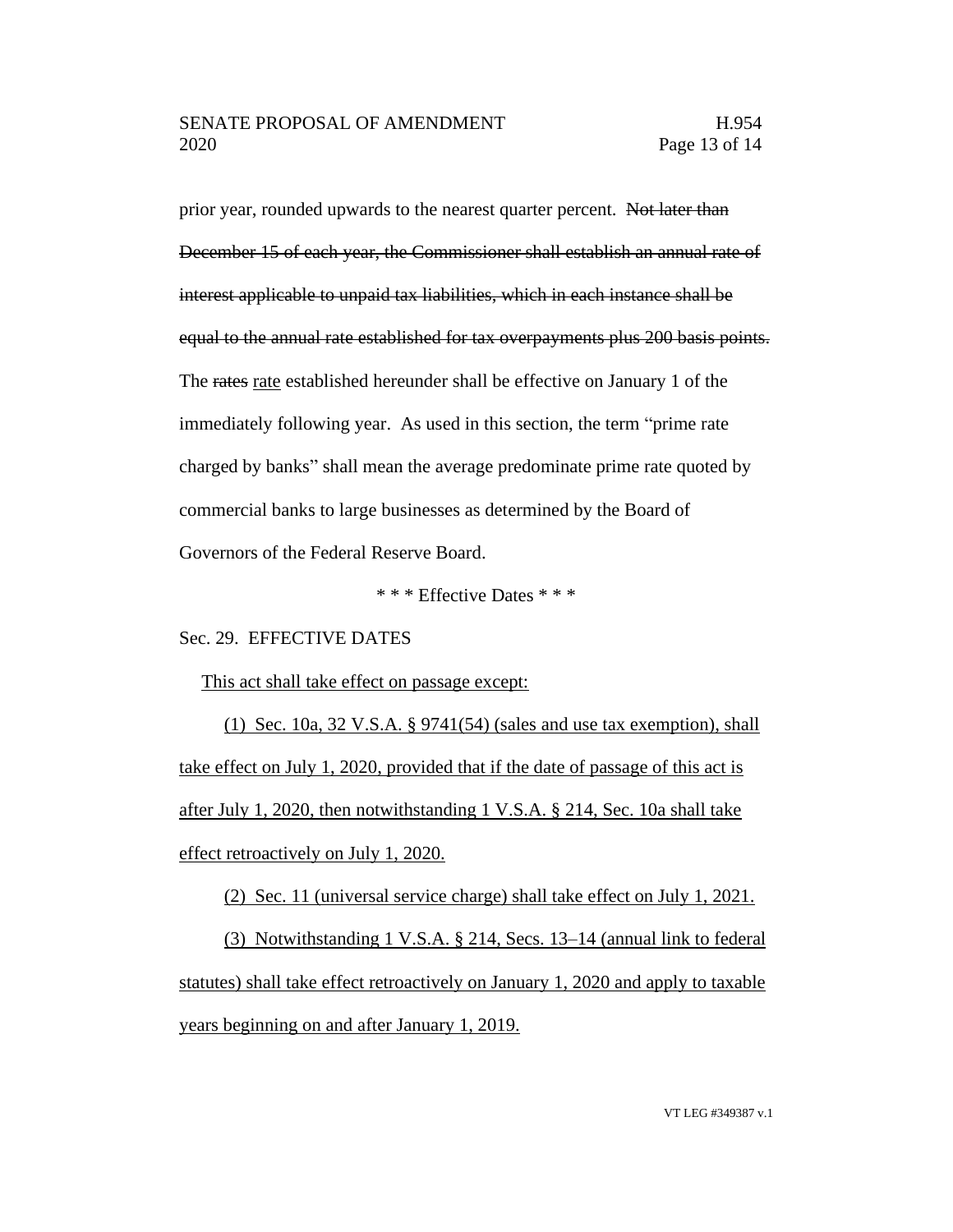prior year, rounded upwards to the nearest quarter percent. ~~Not later than December 15 of each year, the Commissioner shall establish an annual rate of interest applicable to unpaid tax liabilities, which in each instance shall be equal to the annual rate established for tax overpayments plus 200 basis points.~~ The ~~rates~~ <u>rate</u> established hereunder shall be effective on January 1 of the immediately following year. As used in this section, the term "prime rate charged by banks" shall mean the average predominate prime rate quoted by commercial banks to large businesses as determined by the Board of Governors of the Federal Reserve Board.

\* \* \* Effective Dates \* \* \*

Sec. 29. EFFECTIVE DATES

<u>This act shall take effect on passage except:</u>

<u>(1) Sec. 10a, 32 V.S.A. § 9741(54) (sales and use tax exemption), shall take effect on July 1, 2020, provided that if the date of passage of this act is after July 1, 2020, then notwithstanding 1 V.S.A. § 214, Sec. 10a shall take effect retroactively on July 1, 2020.</u>

<u>(2) Sec. 11 (universal service charge) shall take effect on July 1, 2021.</u>

<u>(3) Notwithstanding 1 V.S.A. § 214, Secs. 13–14 (annual link to federal statutes) shall take effect retroactively on January 1, 2020 and apply to taxable years beginning on and after January 1, 2019.</u>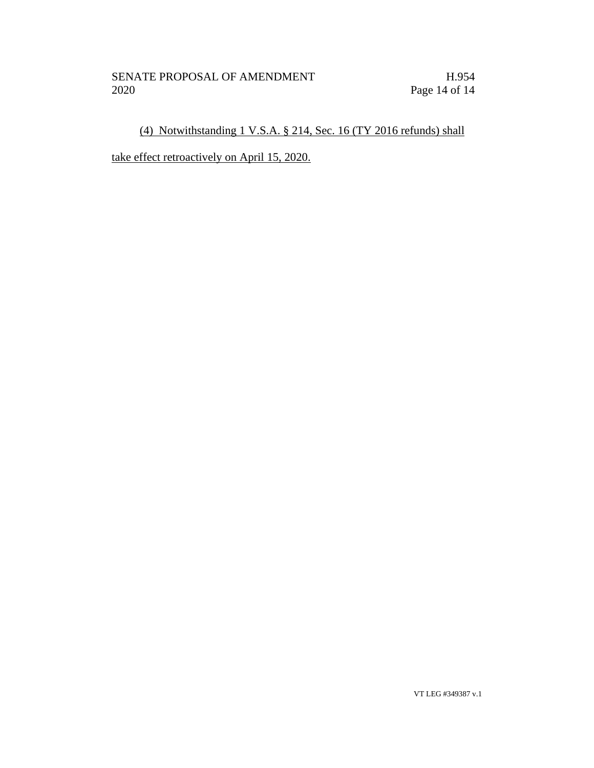(4) Notwithstanding 1 V.S.A. § 214, Sec. 16 (TY 2016 refunds) shall take effect retroactively on April 15, 2020.